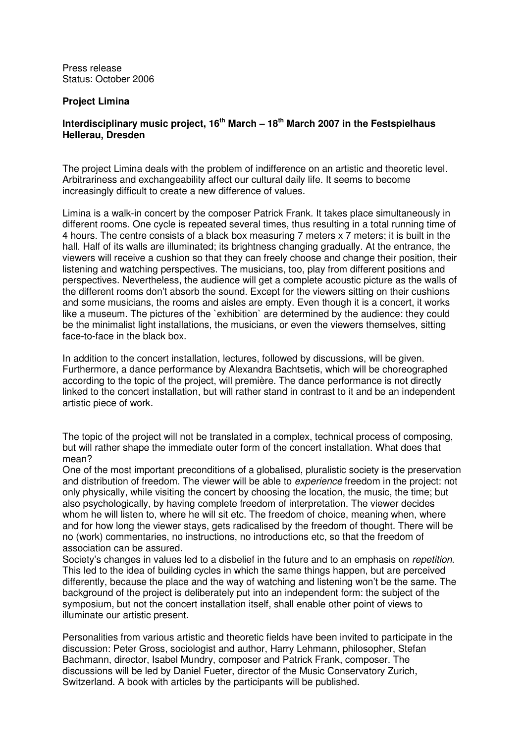Press release
Status: October 2006

**Project Limina**

**Interdisciplinary music project, 16th March – 18th March 2007 in the Festspielhaus Hellerau, Dresden**

The project Limina deals with the problem of indifference on an artistic and theoretic level. Arbitrariness and exchangeability affect our cultural daily life. It seems to become increasingly difficult to create a new difference of values.

Limina is a walk-in concert by the composer Patrick Frank. It takes place simultaneously in different rooms. One cycle is repeated several times, thus resulting in a total running time of 4 hours. The centre consists of a black box measuring 7 meters x 7 meters; it is built in the hall. Half of its walls are illuminated; its brightness changing gradually. At the entrance, the viewers will receive a cushion so that they can freely choose and change their position, their listening and watching perspectives. The musicians, too, play from different positions and perspectives. Nevertheless, the audience will get a complete acoustic picture as the walls of the different rooms don't absorb the sound. Except for the viewers sitting on their cushions and some musicians, the rooms and aisles are empty. Even though it is a concert, it works like a museum. The pictures of the `exhibition` are determined by the audience: they could be the minimalist light installations, the musicians, or even the viewers themselves, sitting face-to-face in the black box.

In addition to the concert installation, lectures, followed by discussions, will be given. Furthermore, a dance performance by Alexandra Bachtsetis, which will be choreographed according to the topic of the project, will première. The dance performance is not directly linked to the concert installation, but will rather stand in contrast to it and be an independent artistic piece of work.

The topic of the project will not be translated in a complex, technical process of composing, but will rather shape the immediate outer form of the concert installation. What does that mean?
One of the most important preconditions of a globalised, pluralistic society is the preservation and distribution of freedom. The viewer will be able to *experience* freedom in the project: not only physically, while visiting the concert by choosing the location, the music, the time; but also psychologically, by having complete freedom of interpretation. The viewer decides whom he will listen to, where he will sit etc. The freedom of choice, meaning when, where and for how long the viewer stays, gets radicalised by the freedom of thought. There will be no (work) commentaries, no instructions, no introductions etc, so that the freedom of association can be assured.
Society's changes in values led to a disbelief in the future and to an emphasis on *repetition*. This led to the idea of building cycles in which the same things happen, but are perceived differently, because the place and the way of watching and listening won't be the same. The background of the project is deliberately put into an independent form: the subject of the symposium, but not the concert installation itself, shall enable other point of views to illuminate our artistic present.

Personalities from various artistic and theoretic fields have been invited to participate in the discussion: Peter Gross, sociologist and author, Harry Lehmann, philosopher, Stefan Bachmann, director, Isabel Mundry, composer and Patrick Frank, composer. The discussions will be led by Daniel Fueter, director of the Music Conservatory Zurich, Switzerland. A book with articles by the participants will be published.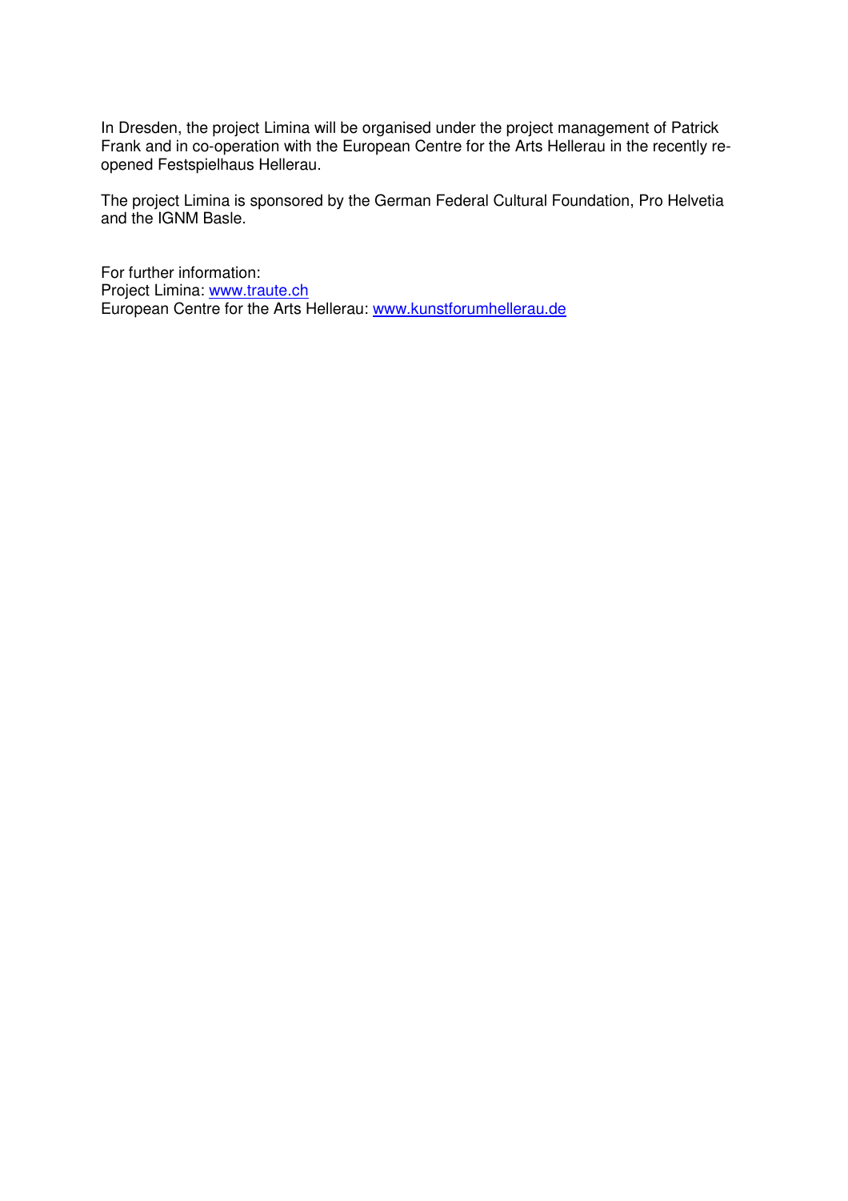In Dresden, the project Limina will be organised under the project management of Patrick Frank and in co-operation with the European Centre for the Arts Hellerau in the recently re-opened Festspielhaus Hellerau.

The project Limina is sponsored by the German Federal Cultural Foundation, Pro Helvetia and the IGNM Basle.

For further information:
Project Limina: www.traute.ch
European Centre for the Arts Hellerau: www.kunstforumhellerau.de